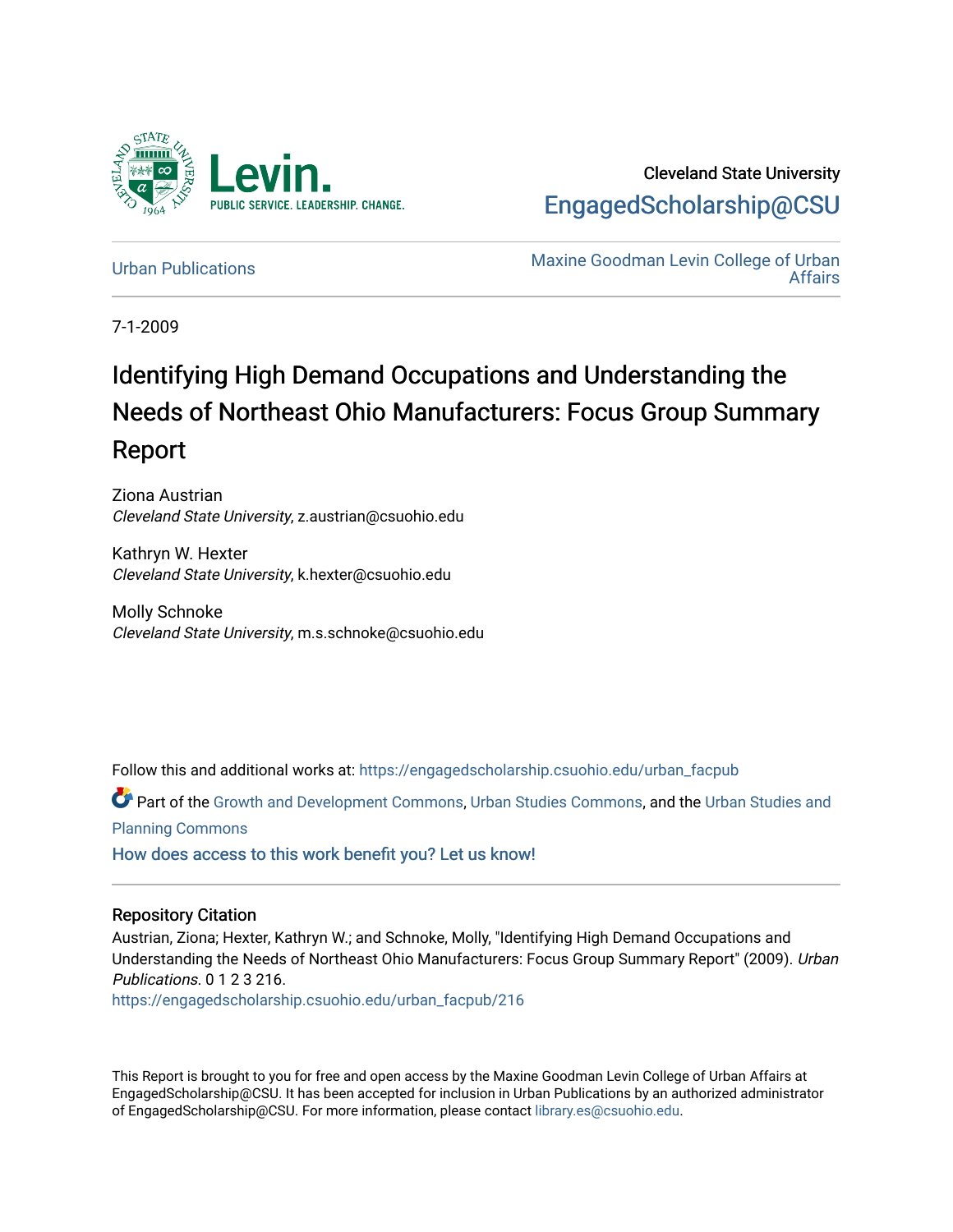Cleveland State University

EngagedScholarship@CSU

Urban Publications

Maxine Goodman Levin College of Urban Affairs

7-1-2009

# Identifying High Demand Occupations and Understanding the Needs of Northeast Ohio Manufacturers: Focus Group Summary Report

Ziona Austrian
*Cleveland State University*, z.austrian@csuohio.edu

Kathryn W. Hexter
*Cleveland State University*, k.hexter@csuohio.edu

Molly Schnoke
*Cleveland State University*, m.s.schnoke@csuohio.edu

Follow this and additional works at: https://engagedscholarship.csuohio.edu/urban_facpub

Part of the Growth and Development Commons, Urban Studies Commons, and the Urban Studies and Planning Commons

How does access to this work benefit you? Let us know!

## Repository Citation

Austrian, Ziona; Hexter, Kathryn W.; and Schnoke, Molly, "Identifying High Demand Occupations and Understanding the Needs of Northeast Ohio Manufacturers: Focus Group Summary Report" (2009). *Urban Publications*. 0 1 2 3 216.
https://engagedscholarship.csuohio.edu/urban_facpub/216

This Report is brought to you for free and open access by the Maxine Goodman Levin College of Urban Affairs at EngagedScholarship@CSU. It has been accepted for inclusion in Urban Publications by an authorized administrator of EngagedScholarship@CSU. For more information, please contact library.es@csuohio.edu.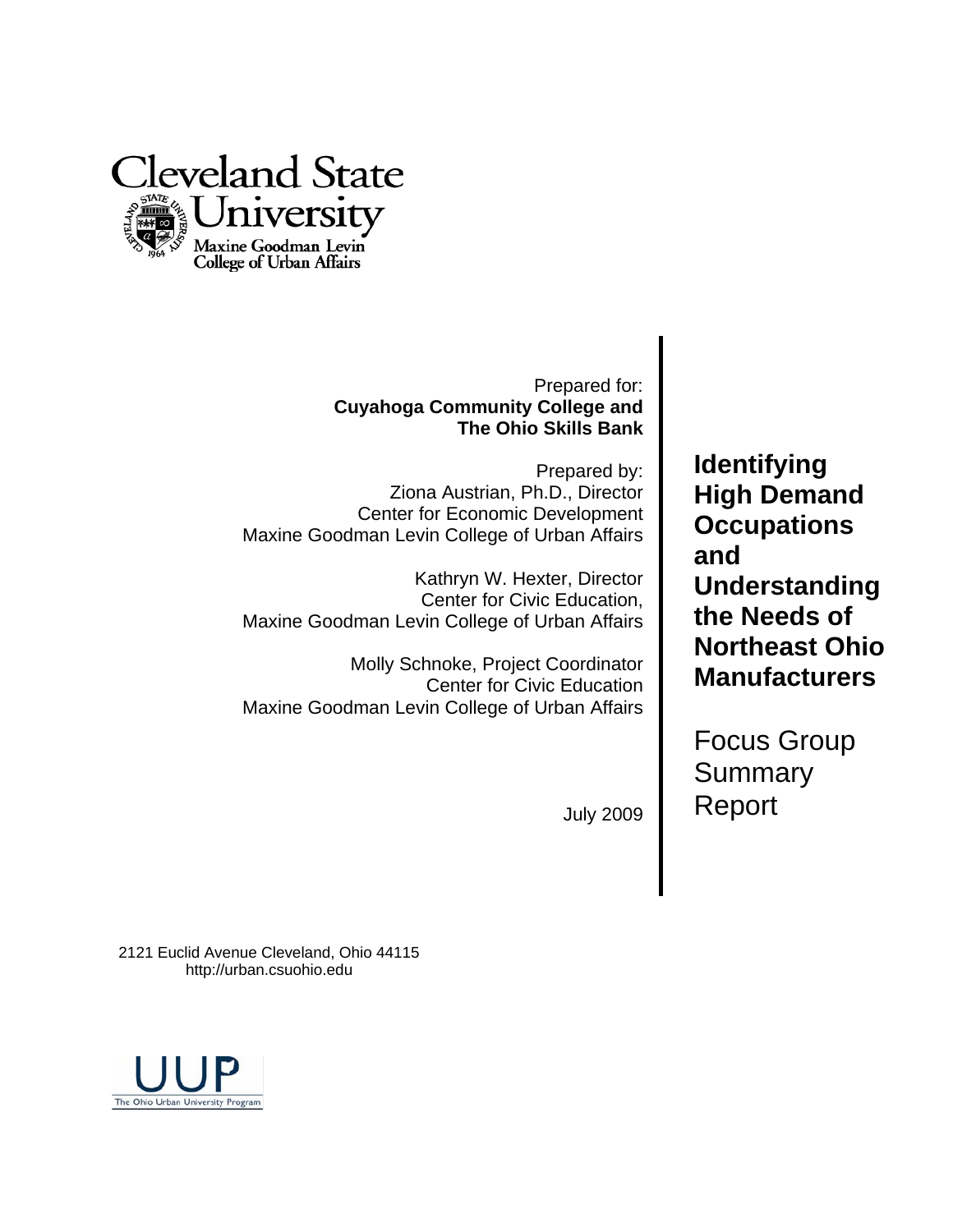Cleveland State University

Maxine Goodman Levin College of Urban Affairs

Prepared for:
**Cuyahoga Community College and The Ohio Skills Bank**

Prepared by:
Ziona Austrian, Ph.D., Director
Center for Economic Development
Maxine Goodman Levin College of Urban Affairs

Kathryn W. Hexter, Director
Center for Civic Education,
Maxine Goodman Levin College of Urban Affairs

Molly Schnoke, Project Coordinator
Center for Civic Education
Maxine Goodman Levin College of Urban Affairs

July 2009

# Identifying High Demand Occupations and Understanding the Needs of Northeast Ohio Manufacturers

## Focus Group Summary Report

2121 Euclid Avenue Cleveland, Ohio 44115
http://urban.csuohio.edu

UUP
The Ohio Urban University Program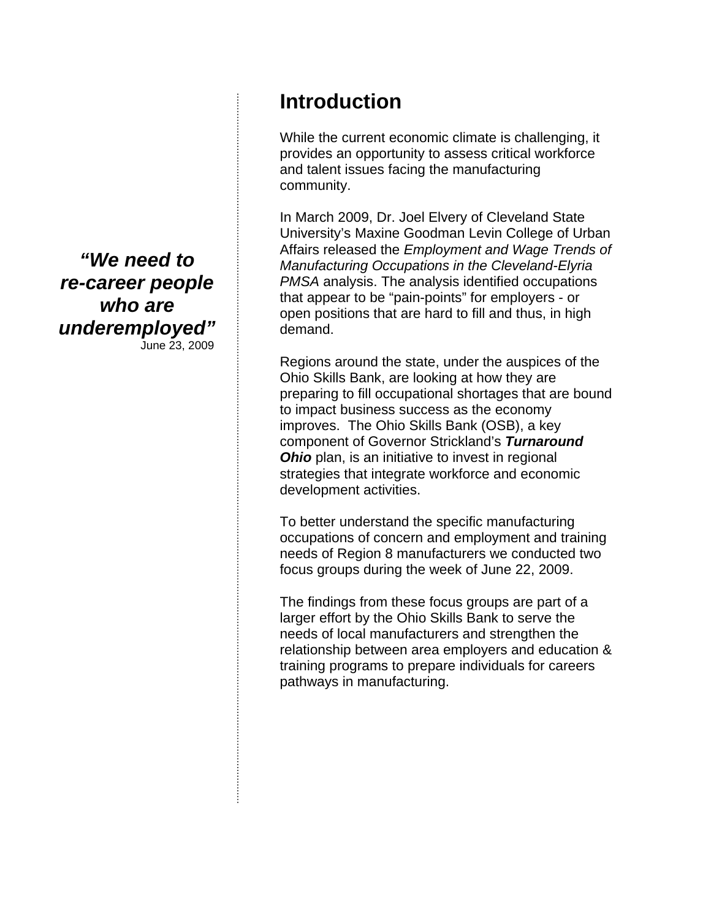***"We need to re-career people who are underemployed"***
June 23, 2009

# Introduction

While the current economic climate is challenging, it provides an opportunity to assess critical workforce and talent issues facing the manufacturing community.

In March 2009, Dr. Joel Elvery of Cleveland State University's Maxine Goodman Levin College of Urban Affairs released the *Employment and Wage Trends of Manufacturing Occupations in the Cleveland-Elyria PMSA* analysis. The analysis identified occupations that appear to be "pain-points" for employers - or open positions that are hard to fill and thus, in high demand.

Regions around the state, under the auspices of the Ohio Skills Bank, are looking at how they are preparing to fill occupational shortages that are bound to impact business success as the economy improves. The Ohio Skills Bank (OSB), a key component of Governor Strickland's ***Turnaround Ohio*** plan, is an initiative to invest in regional strategies that integrate workforce and economic development activities.

To better understand the specific manufacturing occupations of concern and employment and training needs of Region 8 manufacturers we conducted two focus groups during the week of June 22, 2009.

The findings from these focus groups are part of a larger effort by the Ohio Skills Bank to serve the needs of local manufacturers and strengthen the relationship between area employers and education & training programs to prepare individuals for careers pathways in manufacturing.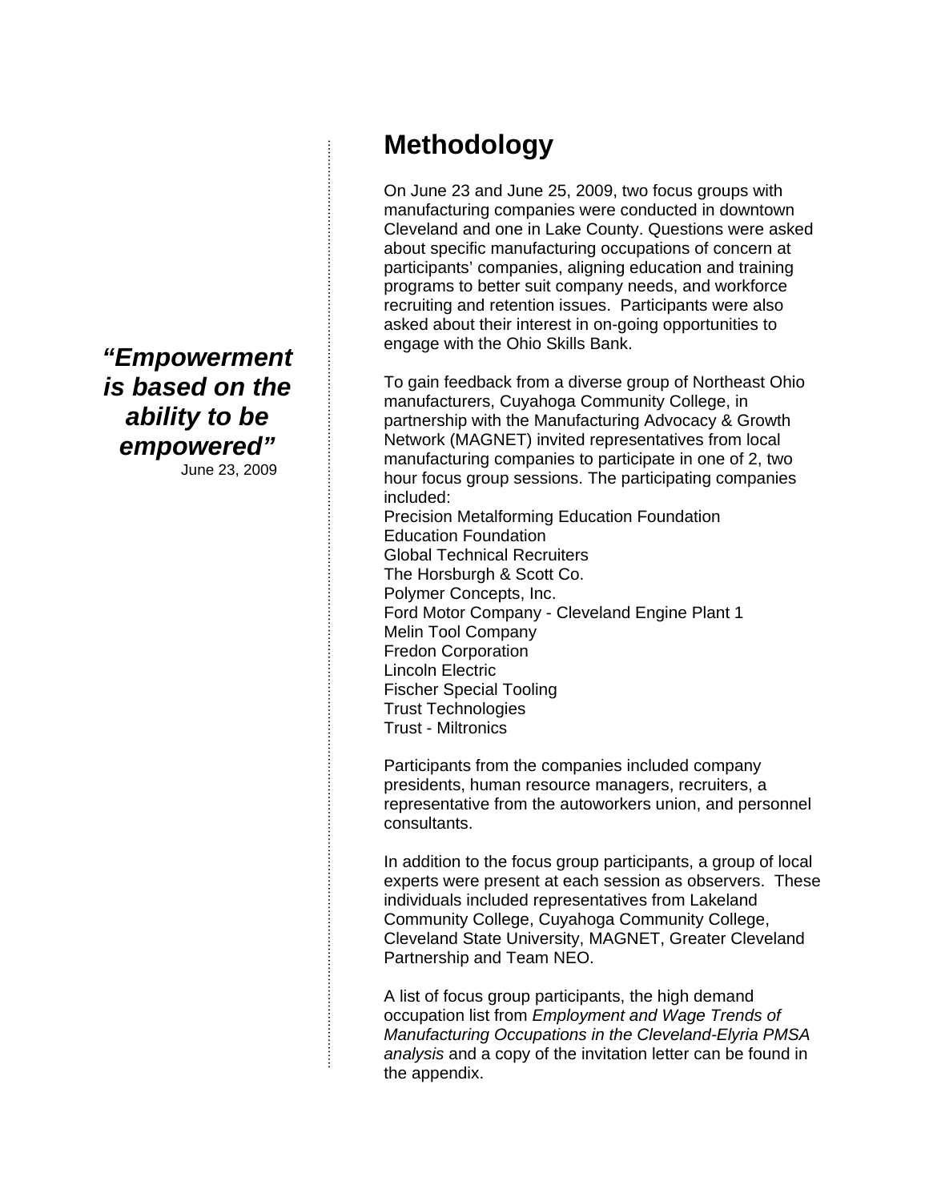*“Empowerment is based on the ability to be empowered”*

June 23, 2009

# Methodology

On June 23 and June 25, 2009, two focus groups with manufacturing companies were conducted in downtown Cleveland and one in Lake County. Questions were asked about specific manufacturing occupations of concern at participants’ companies, aligning education and training programs to better suit company needs, and workforce recruiting and retention issues. Participants were also asked about their interest in on-going opportunities to engage with the Ohio Skills Bank.

To gain feedback from a diverse group of Northeast Ohio manufacturers, Cuyahoga Community College, in partnership with the Manufacturing Advocacy & Growth Network (MAGNET) invited representatives from local manufacturing companies to participate in one of 2, two hour focus group sessions. The participating companies included:

Precision Metalforming Education Foundation
Education Foundation
Global Technical Recruiters
The Horsburgh & Scott Co.
Polymer Concepts, Inc.
Ford Motor Company - Cleveland Engine Plant 1
Melin Tool Company
Fredon Corporation
Lincoln Electric
Fischer Special Tooling
Trust Technologies
Trust - Miltronics

Participants from the companies included company presidents, human resource managers, recruiters, a representative from the autoworkers union, and personnel consultants.

In addition to the focus group participants, a group of local experts were present at each session as observers. These individuals included representatives from Lakeland Community College, Cuyahoga Community College, Cleveland State University, MAGNET, Greater Cleveland Partnership and Team NEO.

A list of focus group participants, the high demand occupation list from *Employment and Wage Trends of Manufacturing Occupations in the Cleveland-Elyria PMSA analysis* and a copy of the invitation letter can be found in the appendix.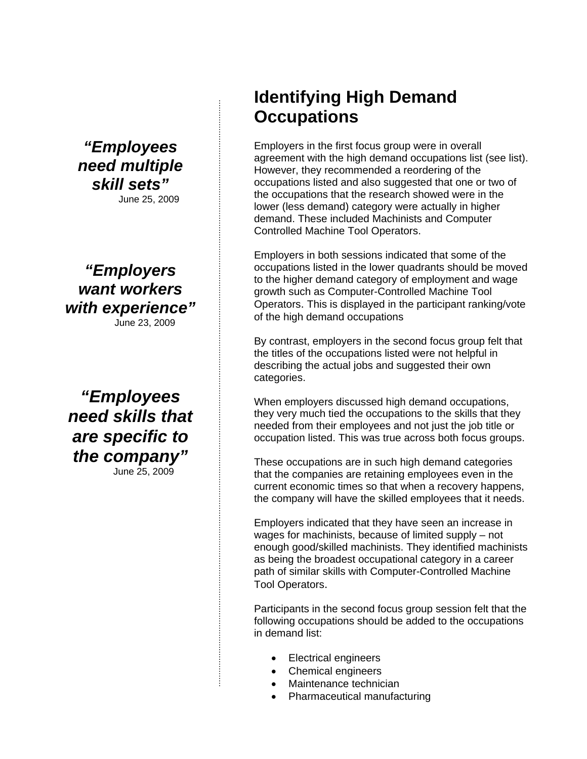***"Employees need multiple skill sets"***
June 25, 2009

***"Employers want workers with experience"***
June 23, 2009

***"Employees need skills that are specific to the company"***
June 25, 2009

## Identifying High Demand Occupations

Employers in the first focus group were in overall agreement with the high demand occupations list (see list). However, they recommended a reordering of the occupations listed and also suggested that one or two of the occupations that the research showed were in the lower (less demand) category were actually in higher demand. These included Machinists and Computer Controlled Machine Tool Operators.

Employers in both sessions indicated that some of the occupations listed in the lower quadrants should be moved to the higher demand category of employment and wage growth such as Computer-Controlled Machine Tool Operators. This is displayed in the participant ranking/vote of the high demand occupations

By contrast, employers in the second focus group felt that the titles of the occupations listed were not helpful in describing the actual jobs and suggested their own categories.

When employers discussed high demand occupations, they very much tied the occupations to the skills that they needed from their employees and not just the job title or occupation listed. This was true across both focus groups.

These occupations are in such high demand categories that the companies are retaining employees even in the current economic times so that when a recovery happens, the company will have the skilled employees that it needs.

Employers indicated that they have seen an increase in wages for machinists, because of limited supply – not enough good/skilled machinists. They identified machinists as being the broadest occupational category in a career path of similar skills with Computer-Controlled Machine Tool Operators.

Participants in the second focus group session felt that the following occupations should be added to the occupations in demand list:

- Electrical engineers
- Chemical engineers
- Maintenance technician
- Pharmaceutical manufacturing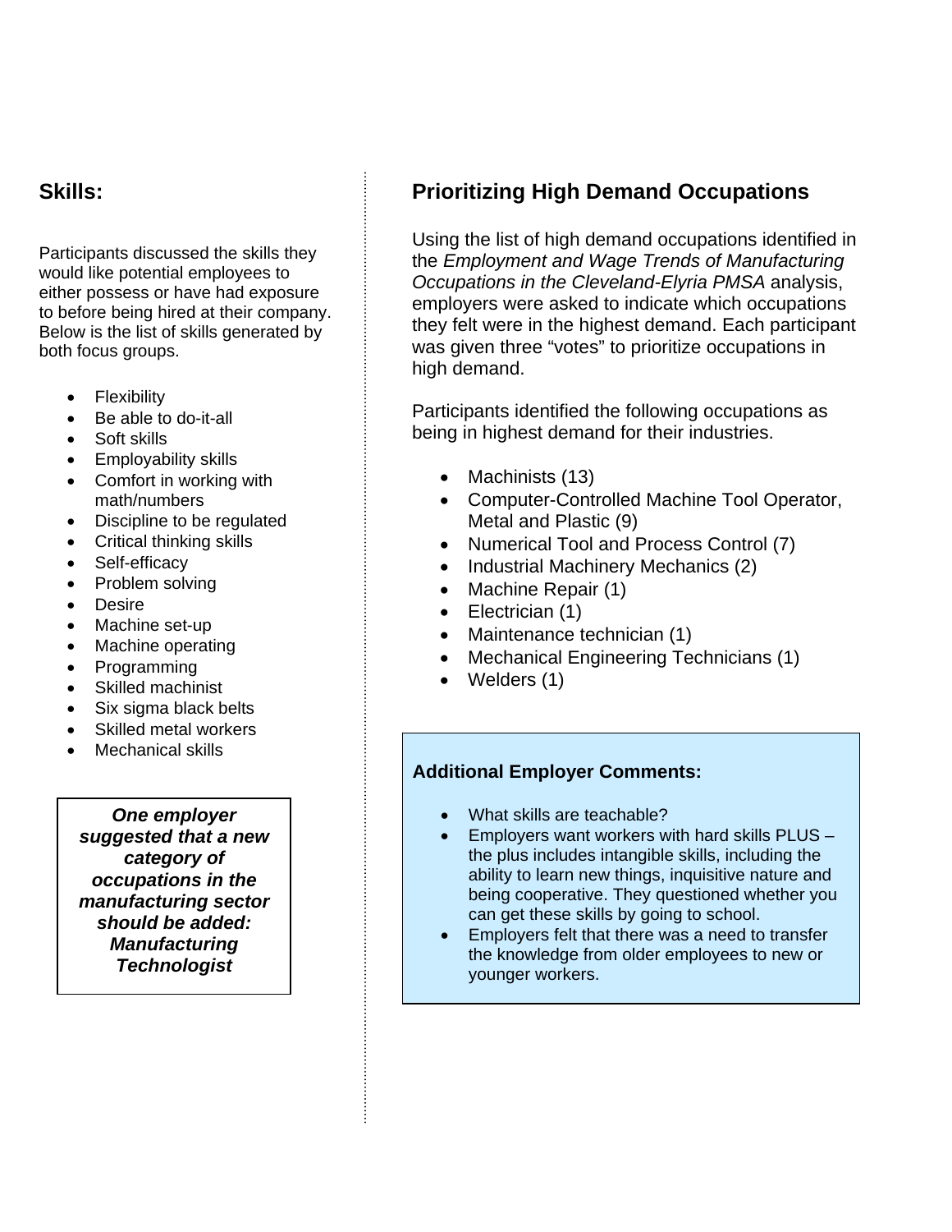## Skills:

Participants discussed the skills they would like potential employees to either possess or have had exposure to before being hired at their company. Below is the list of skills generated by both focus groups.

- Flexibility
- Be able to do-it-all
- Soft skills
- Employability skills
- Comfort in working with math/numbers
- Discipline to be regulated
- Critical thinking skills
- Self-efficacy
- Problem solving
- Desire
- Machine set-up
- Machine operating
- Programming
- Skilled machinist
- Six sigma black belts
- Skilled metal workers
- Mechanical skills

***One employer suggested that a new category of occupations in the manufacturing sector should be added: Manufacturing Technologist***

## Prioritizing High Demand Occupations

Using the list of high demand occupations identified in the *Employment and Wage Trends of Manufacturing Occupations in the Cleveland-Elyria PMSA* analysis, employers were asked to indicate which occupations they felt were in the highest demand. Each participant was given three "votes" to prioritize occupations in high demand.

Participants identified the following occupations as being in highest demand for their industries.

- Machinists (13)
- Computer-Controlled Machine Tool Operator, Metal and Plastic (9)
- Numerical Tool and Process Control (7)
- Industrial Machinery Mechanics (2)
- Machine Repair (1)
- Electrician (1)
- Maintenance technician (1)
- Mechanical Engineering Technicians (1)
- Welders (1)

**Additional Employer Comments:**

- What skills are teachable?
- Employers want workers with hard skills PLUS – the plus includes intangible skills, including the ability to learn new things, inquisitive nature and being cooperative. They questioned whether you can get these skills by going to school.
- Employers felt that there was a need to transfer the knowledge from older employees to new or younger workers.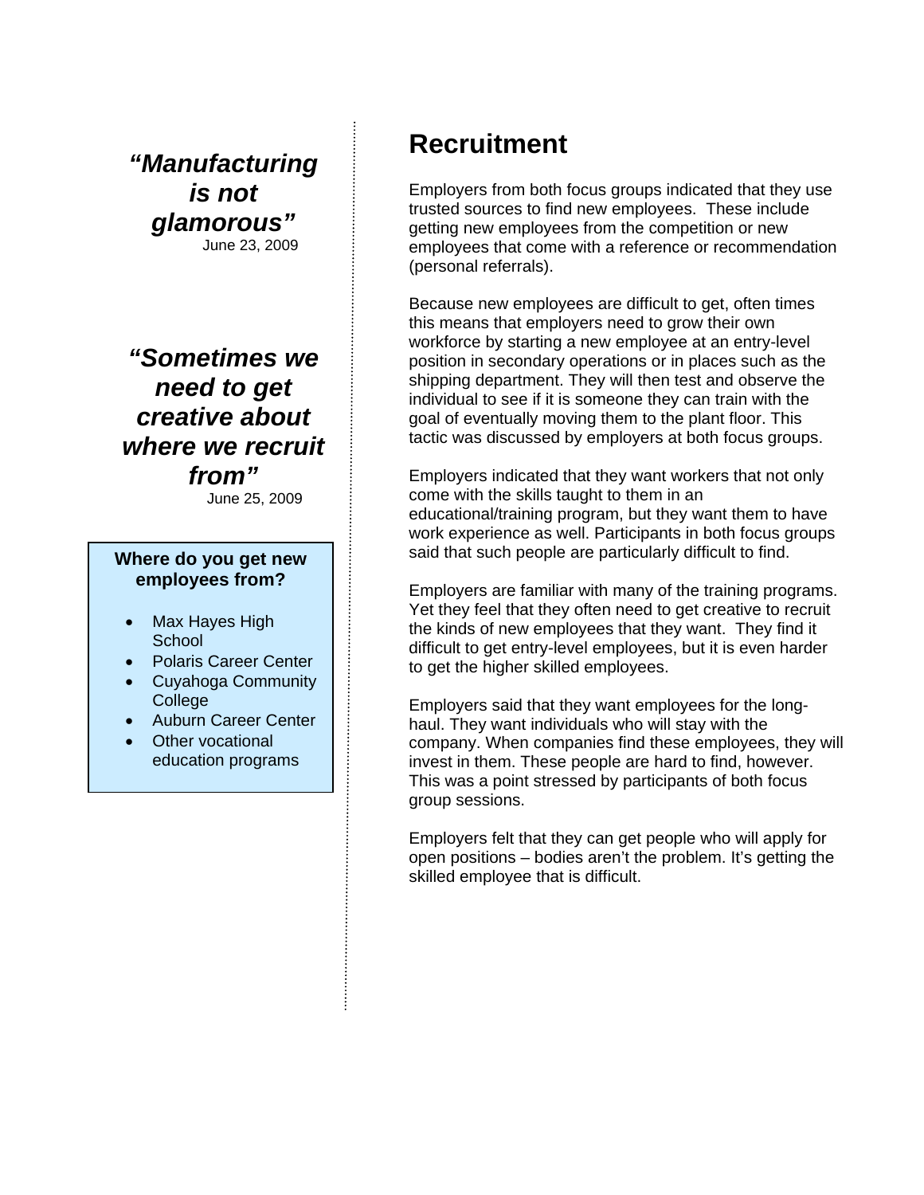***"Manufacturing is not glamorous"***
June 23, 2009

***"Sometimes we need to get creative about where we recruit from"***
June 25, 2009

**Where do you get new employees from?**

- Max Hayes High School
- Polaris Career Center
- Cuyahoga Community College
- Auburn Career Center
- Other vocational education programs

# Recruitment

Employers from both focus groups indicated that they use trusted sources to find new employees. These include getting new employees from the competition or new employees that come with a reference or recommendation (personal referrals).

Because new employees are difficult to get, often times this means that employers need to grow their own workforce by starting a new employee at an entry-level position in secondary operations or in places such as the shipping department. They will then test and observe the individual to see if it is someone they can train with the goal of eventually moving them to the plant floor. This tactic was discussed by employers at both focus groups.

Employers indicated that they want workers that not only come with the skills taught to them in an educational/training program, but they want them to have work experience as well. Participants in both focus groups said that such people are particularly difficult to find.

Employers are familiar with many of the training programs. Yet they feel that they often need to get creative to recruit the kinds of new employees that they want. They find it difficult to get entry-level employees, but it is even harder to get the higher skilled employees.

Employers said that they want employees for the long-haul. They want individuals who will stay with the company. When companies find these employees, they will invest in them. These people are hard to find, however. This was a point stressed by participants of both focus group sessions.

Employers felt that they can get people who will apply for open positions – bodies aren't the problem. It's getting the skilled employee that is difficult.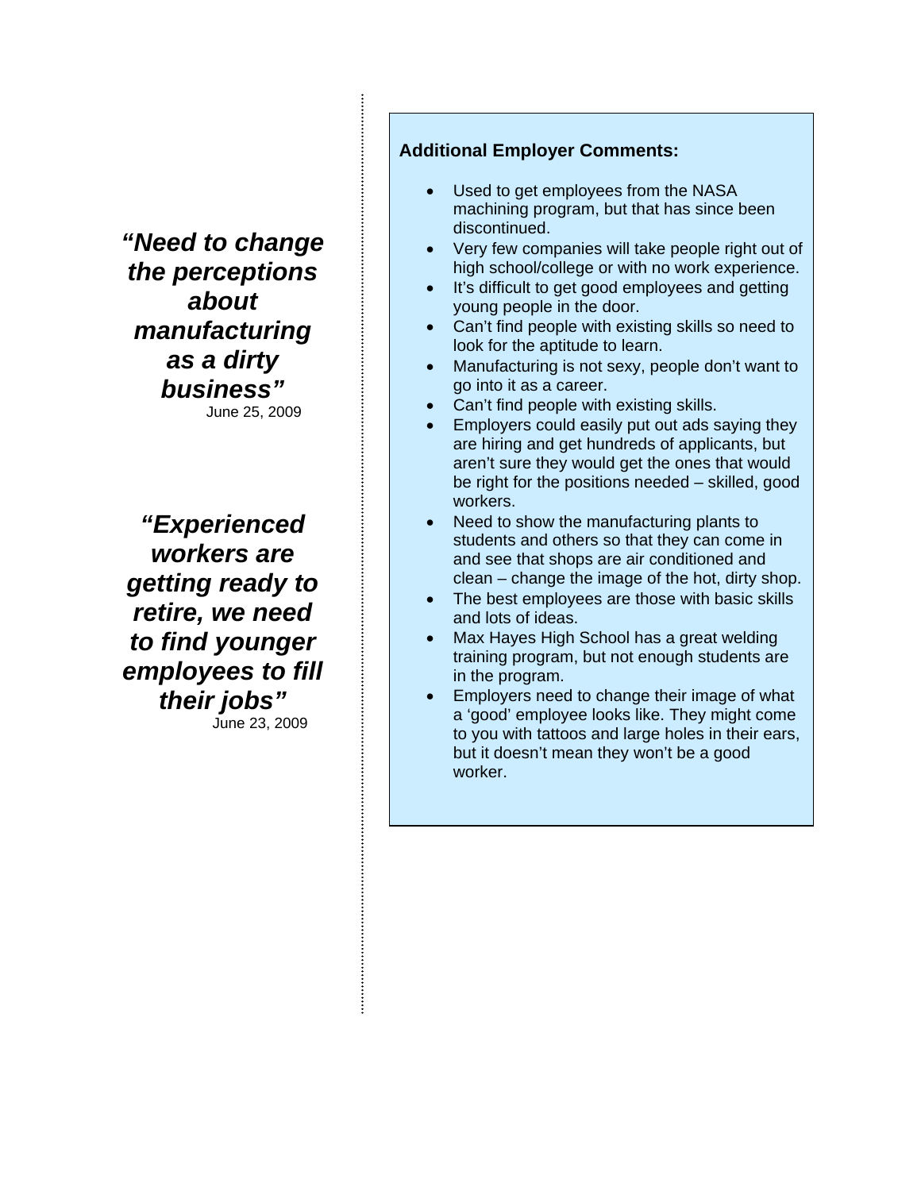***"Need to change the perceptions about manufacturing as a dirty business"***

June 25, 2009

***"Experienced workers are getting ready to retire, we need to find younger employees to fill their jobs"***

June 23, 2009

**Additional Employer Comments:**

- Used to get employees from the NASA machining program, but that has since been discontinued.
- Very few companies will take people right out of high school/college or with no work experience.
- It's difficult to get good employees and getting young people in the door.
- Can't find people with existing skills so need to look for the aptitude to learn.
- Manufacturing is not sexy, people don't want to go into it as a career.
- Can't find people with existing skills.
- Employers could easily put out ads saying they are hiring and get hundreds of applicants, but aren't sure they would get the ones that would be right for the positions needed – skilled, good workers.
- Need to show the manufacturing plants to students and others so that they can come in and see that shops are air conditioned and clean – change the image of the hot, dirty shop.
- The best employees are those with basic skills and lots of ideas.
- Max Hayes High School has a great welding training program, but not enough students are in the program.
- Employers need to change their image of what a 'good' employee looks like. They might come to you with tattoos and large holes in their ears, but it doesn't mean they won't be a good worker.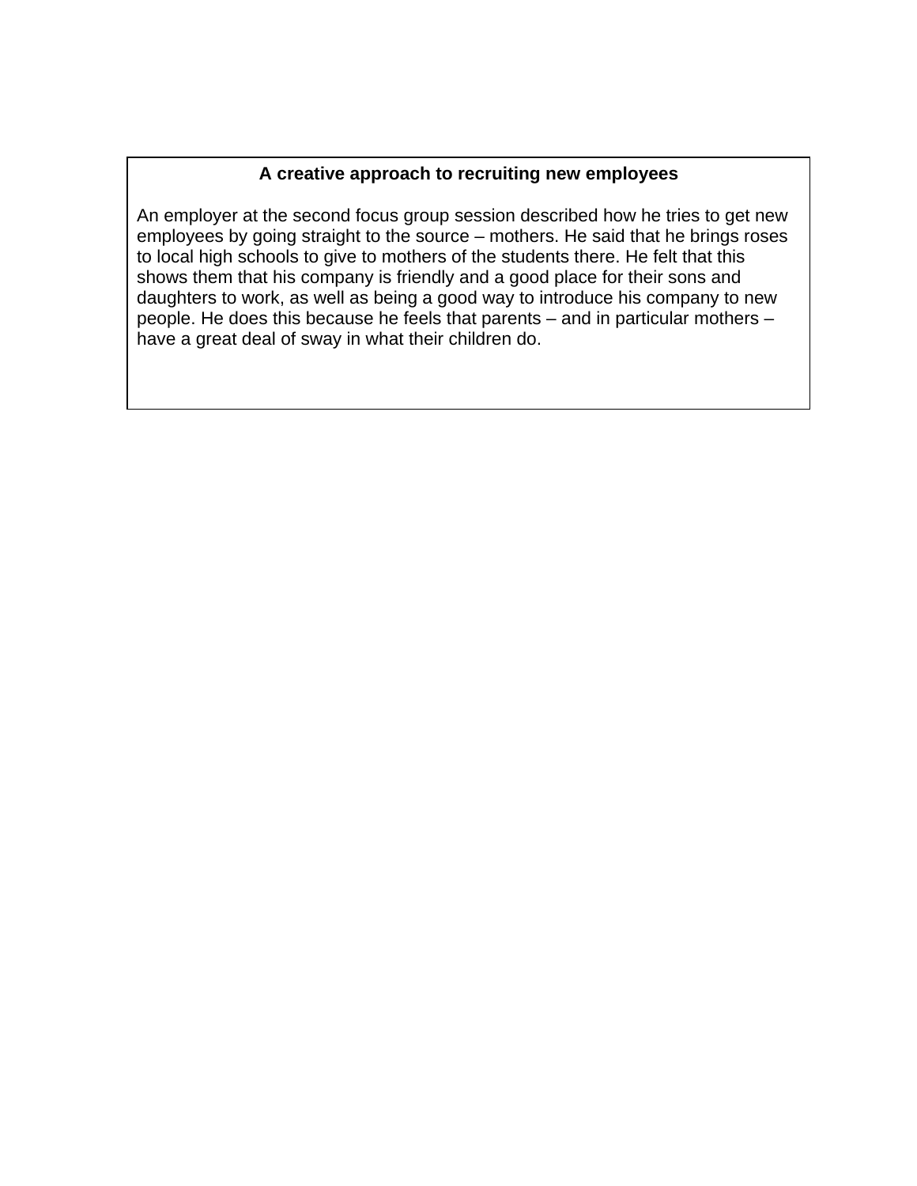**A creative approach to recruiting new employees**

An employer at the second focus group session described how he tries to get new employees by going straight to the source – mothers. He said that he brings roses to local high schools to give to mothers of the students there. He felt that this shows them that his company is friendly and a good place for their sons and daughters to work, as well as being a good way to introduce his company to new people. He does this because he feels that parents – and in particular mothers – have a great deal of sway in what their children do.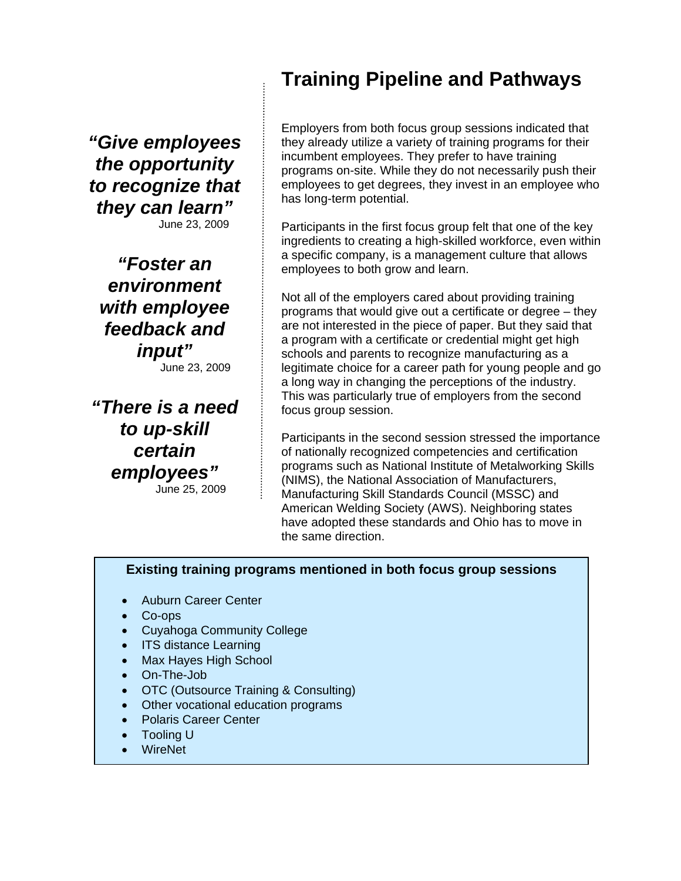## Training Pipeline and Pathways

***"Give employees the opportunity to recognize that they can learn"***
June 23, 2009

***"Foster an environment with employee feedback and input"***
June 23, 2009

***"There is a need to up-skill certain employees"***
June 25, 2009

Employers from both focus group sessions indicated that they already utilize a variety of training programs for their incumbent employees. They prefer to have training programs on-site. While they do not necessarily push their employees to get degrees, they invest in an employee who has long-term potential.

Participants in the first focus group felt that one of the key ingredients to creating a high-skilled workforce, even within a specific company, is a management culture that allows employees to both grow and learn.

Not all of the employers cared about providing training programs that would give out a certificate or degree – they are not interested in the piece of paper. But they said that a program with a certificate or credential might get high schools and parents to recognize manufacturing as a legitimate choice for a career path for young people and go a long way in changing the perceptions of the industry. This was particularly true of employers from the second focus group session.

Participants in the second session stressed the importance of nationally recognized competencies and certification programs such as National Institute of Metalworking Skills (NIMS), the National Association of Manufacturers, Manufacturing Skill Standards Council (MSSC) and American Welding Society (AWS). Neighboring states have adopted these standards and Ohio has to move in the same direction.

**Existing training programs mentioned in both focus group sessions**

- Auburn Career Center
- Co-ops
- Cuyahoga Community College
- ITS distance Learning
- Max Hayes High School
- On-The-Job
- OTC (Outsource Training & Consulting)
- Other vocational education programs
- Polaris Career Center
- Tooling U
- WireNet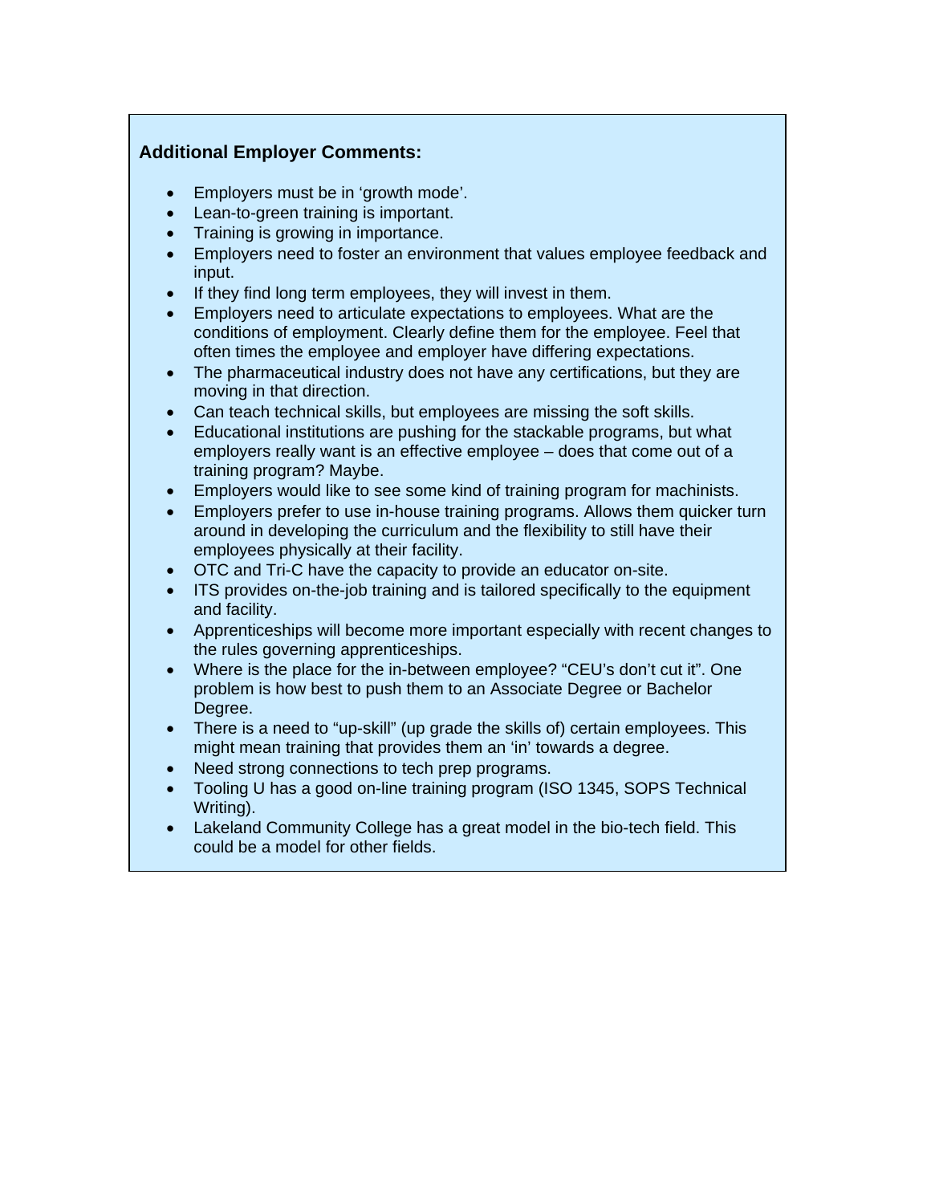**Additional Employer Comments:**

- Employers must be in 'growth mode'.
- Lean-to-green training is important.
- Training is growing in importance.
- Employers need to foster an environment that values employee feedback and input.
- If they find long term employees, they will invest in them.
- Employers need to articulate expectations to employees. What are the conditions of employment. Clearly define them for the employee. Feel that often times the employee and employer have differing expectations.
- The pharmaceutical industry does not have any certifications, but they are moving in that direction.
- Can teach technical skills, but employees are missing the soft skills.
- Educational institutions are pushing for the stackable programs, but what employers really want is an effective employee – does that come out of a training program? Maybe.
- Employers would like to see some kind of training program for machinists.
- Employers prefer to use in-house training programs. Allows them quicker turn around in developing the curriculum and the flexibility to still have their employees physically at their facility.
- OTC and Tri-C have the capacity to provide an educator on-site.
- ITS provides on-the-job training and is tailored specifically to the equipment and facility.
- Apprenticeships will become more important especially with recent changes to the rules governing apprenticeships.
- Where is the place for the in-between employee? "CEU's don't cut it". One problem is how best to push them to an Associate Degree or Bachelor Degree.
- There is a need to "up-skill" (up grade the skills of) certain employees. This might mean training that provides them an 'in' towards a degree.
- Need strong connections to tech prep programs.
- Tooling U has a good on-line training program (ISO 1345, SOPS Technical Writing).
- Lakeland Community College has a great model in the bio-tech field. This could be a model for other fields.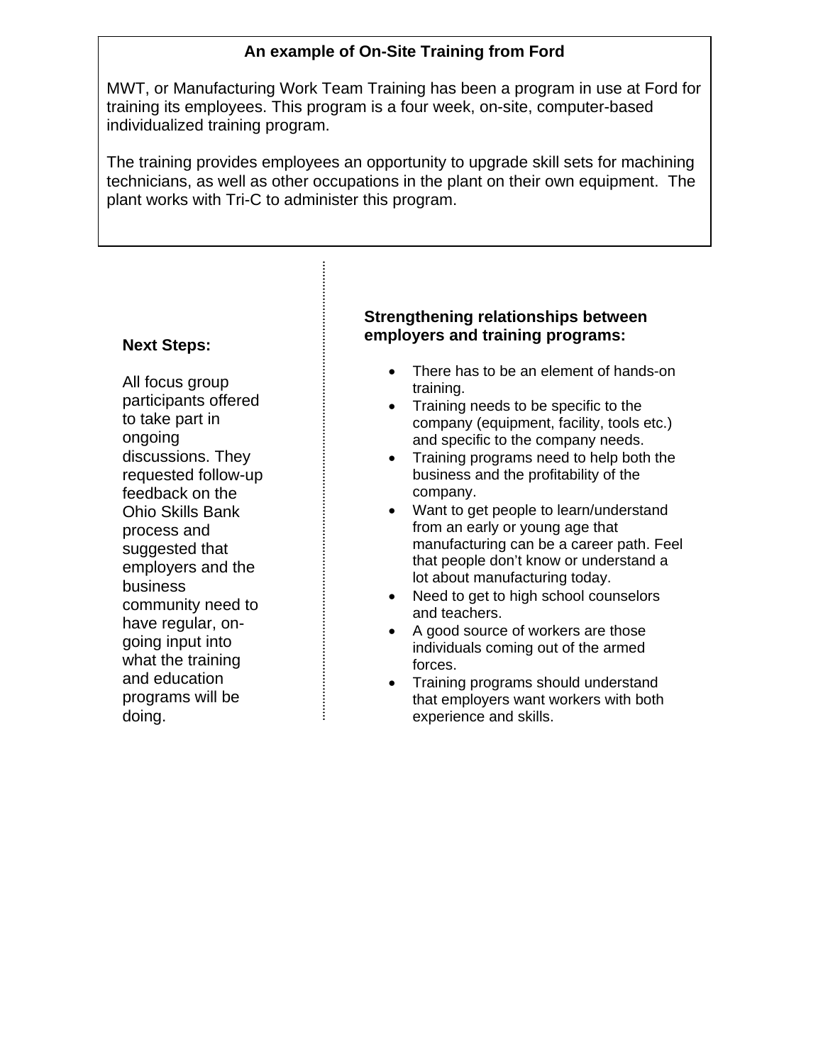**An example of On-Site Training from Ford**

MWT, or Manufacturing Work Team Training has been a program in use at Ford for training its employees. This program is a four week, on-site, computer-based individualized training program.

The training provides employees an opportunity to upgrade skill sets for machining technicians, as well as other occupations in the plant on their own equipment. The plant works with Tri-C to administer this program.

**Next Steps:**

All focus group participants offered to take part in ongoing discussions. They requested follow-up feedback on the Ohio Skills Bank process and suggested that employers and the business community need to have regular, on-going input into what the training and education programs will be doing.

**Strengthening relationships between employers and training programs:**

- There has to be an element of hands-on training.
- Training needs to be specific to the company (equipment, facility, tools etc.) and specific to the company needs.
- Training programs need to help both the business and the profitability of the company.
- Want to get people to learn/understand from an early or young age that manufacturing can be a career path. Feel that people don't know or understand a lot about manufacturing today.
- Need to get to high school counselors and teachers.
- A good source of workers are those individuals coming out of the armed forces.
- Training programs should understand that employers want workers with both experience and skills.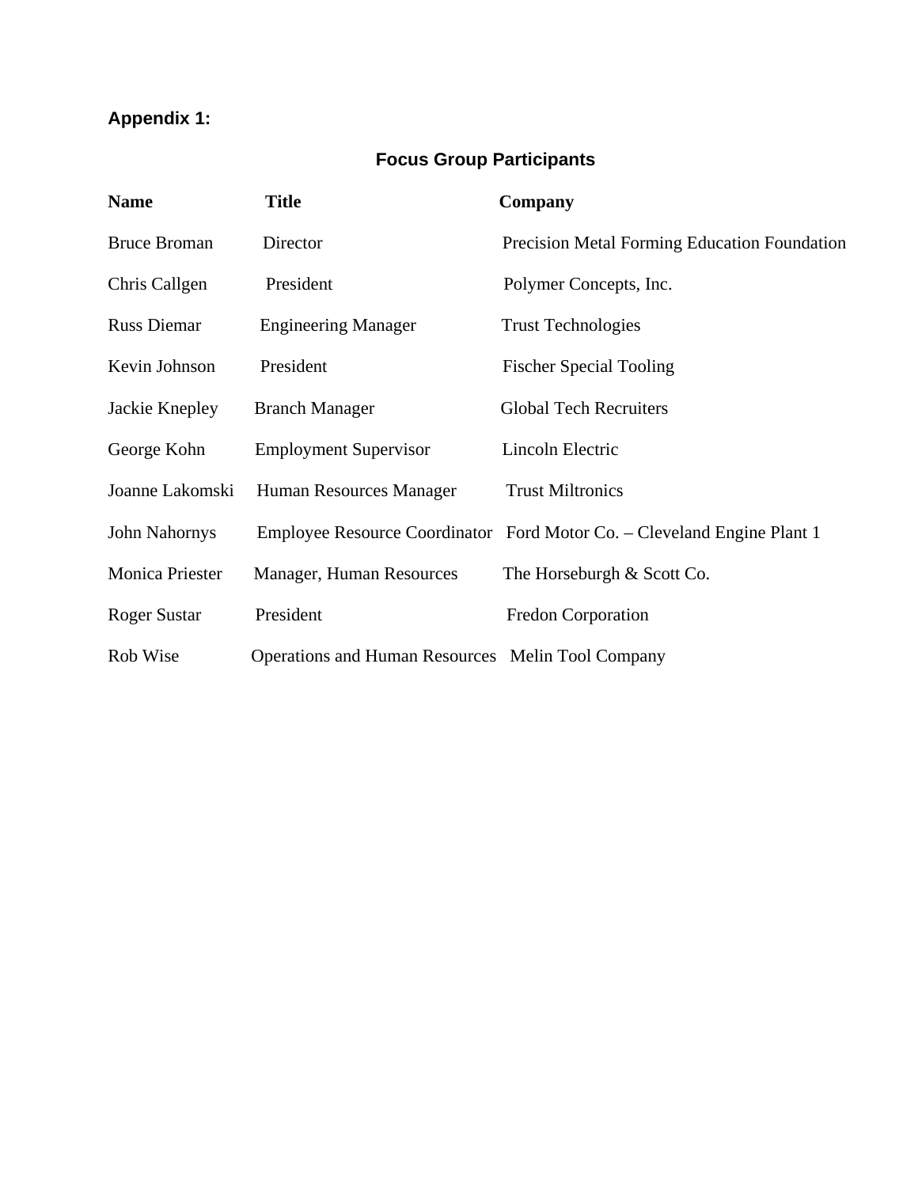**Appendix 1:**

## Focus Group Participants

| Name | Title | Company |
|---|---|---|
| Bruce Broman | Director | Precision Metal Forming Education Foundation |
| Chris Callgen | President | Polymer Concepts, Inc. |
| Russ Diemar | Engineering Manager | Trust Technologies |
| Kevin Johnson | President | Fischer Special Tooling |
| Jackie Knepley | Branch Manager | Global Tech Recruiters |
| George Kohn | Employment Supervisor | Lincoln Electric |
| Joanne Lakomski | Human Resources Manager | Trust Miltronics |
| John Nahornys | Employee Resource Coordinator | Ford Motor Co. – Cleveland Engine Plant 1 |
| Monica Priester | Manager, Human Resources | The Horseburgh & Scott Co. |
| Roger Sustar | President | Fredon Corporation |
| Rob Wise | Operations and Human Resources | Melin Tool Company |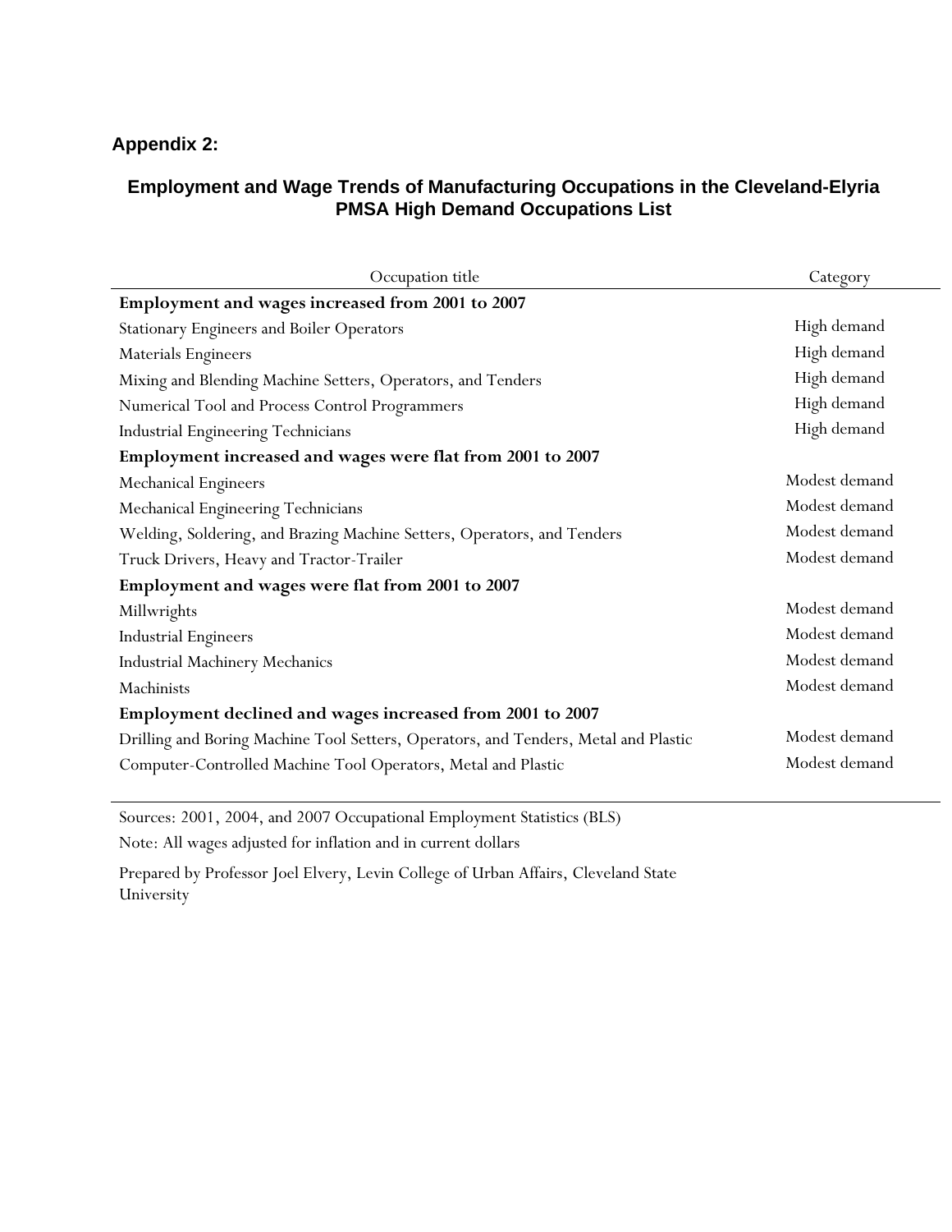## Appendix 2:

### Employment and Wage Trends of Manufacturing Occupations in the Cleveland-Elyria PMSA High Demand Occupations List

| Occupation title | Category |
| --- | --- |
| **Employment and wages increased from 2001 to 2007** | |
| Stationary Engineers and Boiler Operators | High demand |
| Materials Engineers | High demand |
| Mixing and Blending Machine Setters, Operators, and Tenders | High demand |
| Numerical Tool and Process Control Programmers | High demand |
| Industrial Engineering Technicians | High demand |
| **Employment increased and wages were flat from 2001 to 2007** | |
| Mechanical Engineers | Modest demand |
| Mechanical Engineering Technicians | Modest demand |
| Welding, Soldering, and Brazing Machine Setters, Operators, and Tenders | Modest demand |
| Truck Drivers, Heavy and Tractor-Trailer | Modest demand |
| **Employment and wages were flat from 2001 to 2007** | |
| Millwrights | Modest demand |
| Industrial Engineers | Modest demand |
| Industrial Machinery Mechanics | Modest demand |
| Machinists | Modest demand |
| **Employment declined and wages increased from 2001 to 2007** | |
| Drilling and Boring Machine Tool Setters, Operators, and Tenders, Metal and Plastic | Modest demand |
| Computer-Controlled Machine Tool Operators, Metal and Plastic | Modest demand |

Sources: 2001, 2004, and 2007 Occupational Employment Statistics (BLS)

Note: All wages adjusted for inflation and in current dollars

Prepared by Professor Joel Elvery, Levin College of Urban Affairs, Cleveland State University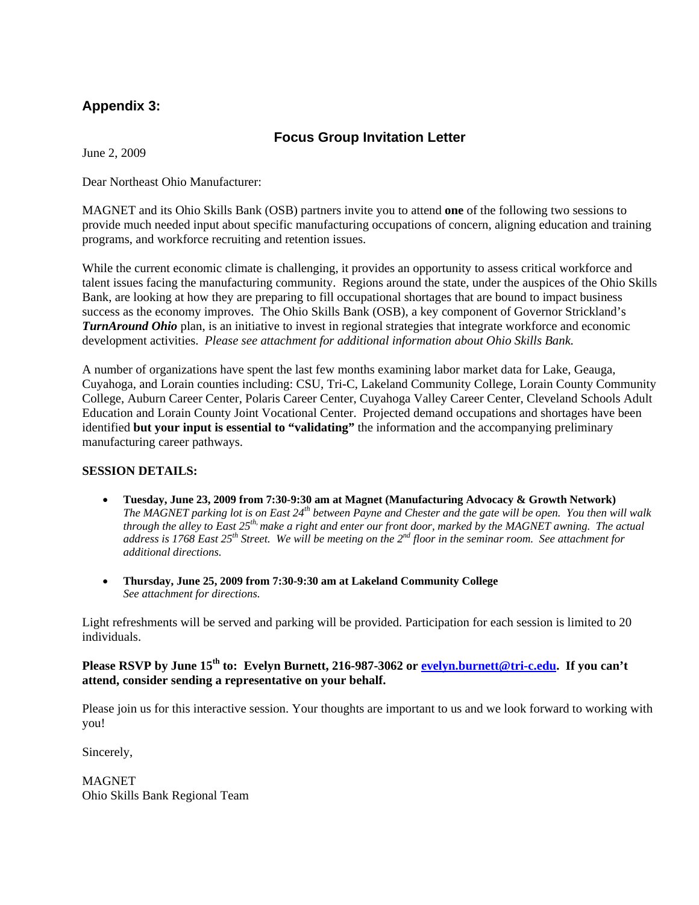## Appendix 3:

### Focus Group Invitation Letter

June 2, 2009

Dear Northeast Ohio Manufacturer:

MAGNET and its Ohio Skills Bank (OSB) partners invite you to attend **one** of the following two sessions to provide much needed input about specific manufacturing occupations of concern, aligning education and training programs, and workforce recruiting and retention issues.

While the current economic climate is challenging, it provides an opportunity to assess critical workforce and talent issues facing the manufacturing community. Regions around the state, under the auspices of the Ohio Skills Bank, are looking at how they are preparing to fill occupational shortages that are bound to impact business success as the economy improves. The Ohio Skills Bank (OSB), a key component of Governor Strickland's ***TurnAround Ohio*** plan, is an initiative to invest in regional strategies that integrate workforce and economic development activities. *Please see attachment for additional information about Ohio Skills Bank.*

A number of organizations have spent the last few months examining labor market data for Lake, Geauga, Cuyahoga, and Lorain counties including: CSU, Tri-C, Lakeland Community College, Lorain County Community College, Auburn Career Center, Polaris Career Center, Cuyahoga Valley Career Center, Cleveland Schools Adult Education and Lorain County Joint Vocational Center. Projected demand occupations and shortages have been identified **but your input is essential to "validating"** the information and the accompanying preliminary manufacturing career pathways.

**SESSION DETAILS:**

- **Tuesday, June 23, 2009 from 7:30-9:30 am at Magnet (Manufacturing Advocacy & Growth Network)**
  *The MAGNET parking lot is on East 24th between Payne and Chester and the gate will be open. You then will walk through the alley to East 25th, make a right and enter our front door, marked by the MAGNET awning. The actual address is 1768 East 25th Street. We will be meeting on the 2nd floor in the seminar room. See attachment for additional directions.*
- **Thursday, June 25, 2009 from 7:30-9:30 am at Lakeland Community College**
  *See attachment for directions.*

Light refreshments will be served and parking will be provided. Participation for each session is limited to 20 individuals.

**Please RSVP by June 15th to: Evelyn Burnett, 216-987-3062 or evelyn.burnett@tri-c.edu. If you can't attend, consider sending a representative on your behalf.**

Please join us for this interactive session. Your thoughts are important to us and we look forward to working with you!

Sincerely,

MAGNET
Ohio Skills Bank Regional Team